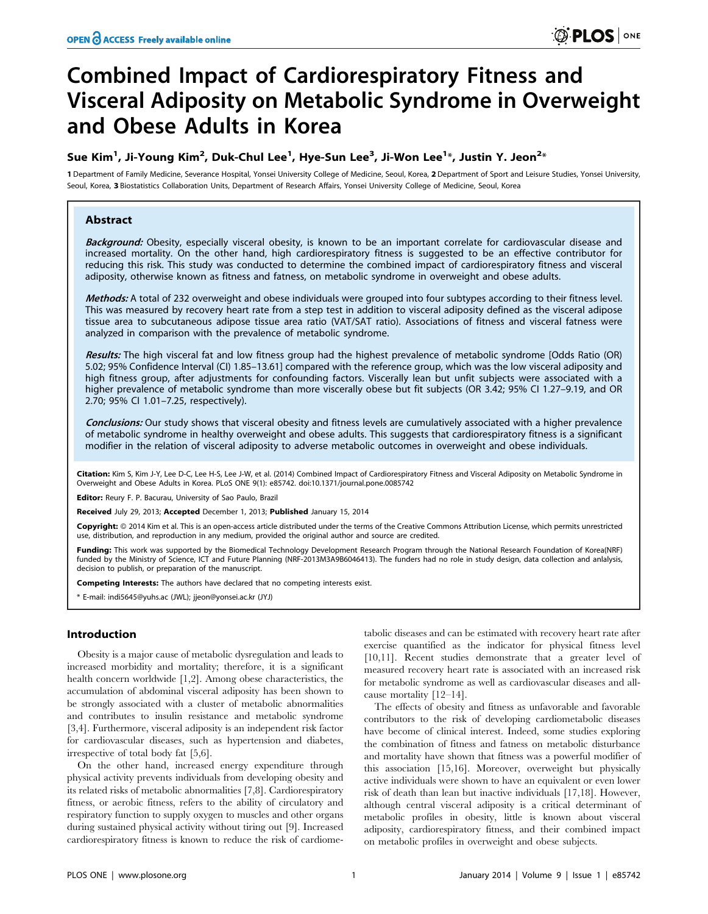# Combined Impact of Cardiorespiratory Fitness and Visceral Adiposity on Metabolic Syndrome in Overweight and Obese Adults in Korea

**Sue Kim[1], Ji-Young Kim[2], Duk-Chul Lee[1], Hye-Sun Lee[3], Ji-Won Lee[1]*, Justin Y. Jeon[2]***

**1** Department of Family Medicine, Severance Hospital, Yonsei University College of Medicine, Seoul, Korea, **2** Department of Sport and Leisure Studies, Yonsei University, Seoul, Korea, **3** Biostatistics Collaboration Units, Department of Research Affairs, Yonsei University College of Medicine, Seoul, Korea

## Abstract

***Background:*** Obesity, especially visceral obesity, is known to be an important correlate for cardiovascular disease and increased mortality. On the other hand, high cardiorespiratory fitness is suggested to be an effective contributor for reducing this risk. This study was conducted to determine the combined impact of cardiorespiratory fitness and visceral adiposity, otherwise known as fitness and fatness, on metabolic syndrome in overweight and obese adults.

***Methods:*** A total of 232 overweight and obese individuals were grouped into four subtypes according to their fitness level. This was measured by recovery heart rate from a step test in addition to visceral adiposity defined as the visceral adipose tissue area to subcutaneous adipose tissue area ratio (VAT/SAT ratio). Associations of fitness and visceral fatness were analyzed in comparison with the prevalence of metabolic syndrome.

***Results:*** The high visceral fat and low fitness group had the highest prevalence of metabolic syndrome [Odds Ratio (OR) 5.02; 95% Confidence Interval (CI) 1.85–13.61] compared with the reference group, which was the low visceral adiposity and high fitness group, after adjustments for confounding factors. Viscerally lean but unfit subjects were associated with a higher prevalence of metabolic syndrome than more viscerally obese but fit subjects (OR 3.42; 95% CI 1.27–9.19, and OR 2.70; 95% CI 1.01–7.25, respectively).

***Conclusions:*** Our study shows that visceral obesity and fitness levels are cumulatively associated with a higher prevalence of metabolic syndrome in healthy overweight and obese adults. This suggests that cardiorespiratory fitness is a significant modifier in the relation of visceral adiposity to adverse metabolic outcomes in overweight and obese individuals.

**Citation:** Kim S, Kim J-Y, Lee D-C, Lee H-S, Lee J-W, et al. (2014) Combined Impact of Cardiorespiratory Fitness and Visceral Adiposity on Metabolic Syndrome in Overweight and Obese Adults in Korea. PLoS ONE 9(1): e85742. doi:10.1371/journal.pone.0085742

**Editor:** Reury F. P. Bacurau, University of Sao Paulo, Brazil

**Received** July 29, 2013; **Accepted** December 1, 2013; **Published** January 15, 2014

**Copyright:** © 2014 Kim et al. This is an open-access article distributed under the terms of the Creative Commons Attribution License, which permits unrestricted use, distribution, and reproduction in any medium, provided the original author and source are credited.

**Funding:** This work was supported by the Biomedical Technology Development Research Program through the National Research Foundation of Korea(NRF) funded by the Ministry of Science, ICT and Future Planning (NRF-2013M3A9B6046413). The funders had no role in study design, data collection and anlalysis, decision to publish, or preparation of the manuscript.

**Competing Interests:** The authors have declared that no competing interests exist.

* E-mail: indi5645@yuhs.ac (JWL); jjeon@yonsei.ac.kr (JYJ)

## Introduction

Obesity is a major cause of metabolic dysregulation and leads to increased morbidity and mortality; therefore, it is a significant health concern worldwide [1,2]. Among obese characteristics, the accumulation of abdominal visceral adiposity has been shown to be strongly associated with a cluster of metabolic abnormalities and contributes to insulin resistance and metabolic syndrome [3,4]. Furthermore, visceral adiposity is an independent risk factor for cardiovascular diseases, such as hypertension and diabetes, irrespective of total body fat [5,6].

On the other hand, increased energy expenditure through physical activity prevents individuals from developing obesity and its related risks of metabolic abnormalities [7,8]. Cardiorespiratory fitness, or aerobic fitness, refers to the ability of circulatory and respiratory function to supply oxygen to muscles and other organs during sustained physical activity without tiring out [9]. Increased cardiorespiratory fitness is known to reduce the risk of cardiometabolic diseases and can be estimated with recovery heart rate after exercise quantified as the indicator for physical fitness level [10,11]. Recent studies demonstrate that a greater level of measured recovery heart rate is associated with an increased risk for metabolic syndrome as well as cardiovascular diseases and all-cause mortality [12–14].

The effects of obesity and fitness as unfavorable and favorable contributors to the risk of developing cardiometabolic diseases have become of clinical interest. Indeed, some studies exploring the combination of fitness and fatness on metabolic disturbance and mortality have shown that fitness was a powerful modifier of this association [15,16]. Moreover, overweight but physically active individuals were shown to have an equivalent or even lower risk of death than lean but inactive individuals [17,18]. However, although central visceral adiposity is a critical determinant of metabolic profiles in obesity, little is known about visceral adiposity, cardiorespiratory fitness, and their combined impact on metabolic profiles in overweight and obese subjects.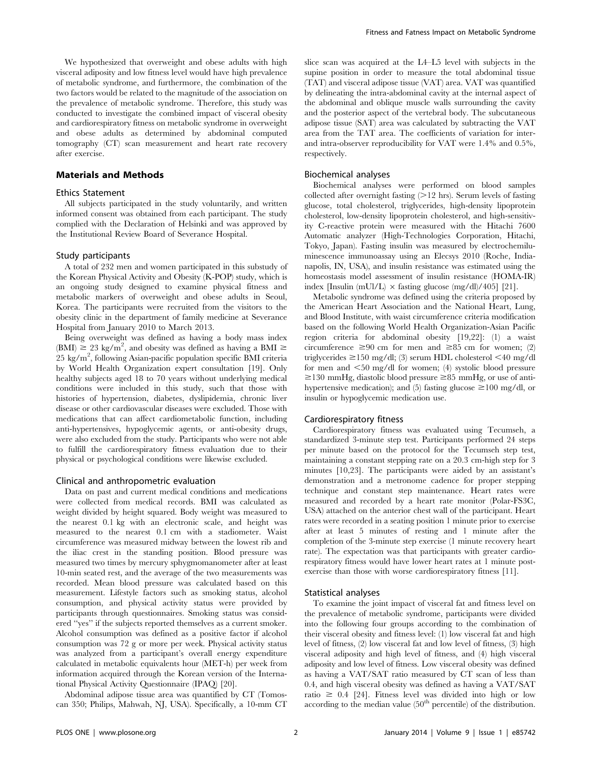We hypothesized that overweight and obese adults with high visceral adiposity and low fitness level would have high prevalence of metabolic syndrome, and furthermore, the combination of the two factors would be related to the magnitude of the association on the prevalence of metabolic syndrome. Therefore, this study was conducted to investigate the combined impact of visceral obesity and cardiorespiratory fitness on metabolic syndrome in overweight and obese adults as determined by abdominal computed tomography (CT) scan measurement and heart rate recovery after exercise.

## Materials and Methods

### Ethics Statement

All subjects participated in the study voluntarily, and written informed consent was obtained from each participant. The study complied with the Declaration of Helsinki and was approved by the Institutional Review Board of Severance Hospital.

### Study participants

A total of 232 men and women participated in this substudy of the Korean Physical Activity and Obesity (K-POP) study, which is an ongoing study designed to examine physical fitness and metabolic markers of overweight and obese adults in Seoul, Korea. The participants were recruited from the visitors to the obesity clinic in the department of family medicine at Severance Hospital from January 2010 to March 2013.

Being overweight was defined as having a body mass index (BMI) $\geq$ 23 kg/m$^2$, and obesity was defined as having a BMI $\geq$ 25 kg/m$^2$, following Asian-pacific population specific BMI criteria by World Health Organization expert consultation [19]. Only healthy subjects aged 18 to 70 years without underlying medical conditions were included in this study, such that those with histories of hypertension, diabetes, dyslipidemia, chronic liver disease or other cardiovascular diseases were excluded. Those with medications that can affect cardiometabolic function, including anti-hypertensives, hypoglycemic agents, or anti-obesity drugs, were also excluded from the study. Participants who were not able to fulfill the cardiorespiratory fitness evaluation due to their physical or psychological conditions were likewise excluded.

### Clinical and anthropometric evaluation

Data on past and current medical conditions and medications were collected from medical records. BMI was calculated as weight divided by height squared. Body weight was measured to the nearest 0.1 kg with an electronic scale, and height was measured to the nearest 0.1 cm with a stadiometer. Waist circumference was measured midway between the lowest rib and the iliac crest in the standing position. Blood pressure was measured two times by mercury sphygmomanometer after at least 10-min seated rest, and the average of the two measurements was recorded. Mean blood pressure was calculated based on this measurement. Lifestyle factors such as smoking status, alcohol consumption, and physical activity status were provided by participants through questionnaires. Smoking status was considered "yes" if the subjects reported themselves as a current smoker. Alcohol consumption was defined as a positive factor if alcohol consumption was 72 g or more per week. Physical activity status was analyzed from a participant's overall energy expenditure calculated in metabolic equivalents hour (MET-h) per week from information acquired through the Korean version of the International Physical Activity Questionnaire (IPAQ) [20].

Abdominal adipose tissue area was quantified by CT (Tomoscan 350; Philips, Mahwah, NJ, USA). Specifically, a 10-mm CT slice scan was acquired at the L4–L5 level with subjects in the supine position in order to measure the total abdominal tissue (TAT) and visceral adipose tissue (VAT) area. VAT was quantified by delineating the intra-abdominal cavity at the internal aspect of the abdominal and oblique muscle walls surrounding the cavity and the posterior aspect of the vertebral body. The subcutaneous adipose tissue (SAT) area was calculated by subtracting the VAT area from the TAT area. The coefficients of variation for inter- and intra-observer reproducibility for VAT were 1.4% and 0.5%, respectively.

### Biochemical analyses

Biochemical analyses were performed on blood samples collected after overnight fasting (>12 hrs). Serum levels of fasting glucose, total cholesterol, triglycerides, high-density lipoprotein cholesterol, low-density lipoprotein cholesterol, and high-sensitivity C-reactive protein were measured with the Hitachi 7600 Automatic analyzer (High-Technologies Corporation, Hitachi, Tokyo, Japan). Fasting insulin was measured by electrochemiluminescence immunoassay using an Elecsys 2010 (Roche, Indianapolis, IN, USA), and insulin resistance was estimated using the homeostasis model assessment of insulin resistance (HOMA-IR) index [Insulin (mUl/L) × fasting glucose (mg/dl)/405] [21].

Metabolic syndrome was defined using the criteria proposed by the American Heart Association and the National Heart, Lung, and Blood Institute, with waist circumference criteria modification based on the following World Health Organization-Asian Pacific region criteria for abdominal obesity [19,22]: (1) a waist circumference $\geq$90 cm for men and $\geq$85 cm for women; (2) triglycerides $\geq$150 mg/dl; (3) serum HDL cholesterol <40 mg/dl for men and <50 mg/dl for women; (4) systolic blood pressure $\geq$130 mmHg, diastolic blood pressure $\geq$85 mmHg, or use of anti-hypertensive medication); and (5) fasting glucose $\geq$100 mg/dl, or insulin or hypoglycemic medication use.

### Cardiorespiratory fitness

Cardiorespiratory fitness was evaluated using Tecumseh, a standardized 3-minute step test. Participants performed 24 steps per minute based on the protocol for the Tecumseh step test, maintaining a constant stepping rate on a 20.3 cm-high step for 3 minutes [10,23]. The participants were aided by an assistant's demonstration and a metronome cadence for proper stepping technique and constant step maintenance. Heart rates were measured and recorded by a heart rate monitor (Polar-FS3C, USA) attached on the anterior chest wall of the participant. Heart rates were recorded in a seating position 1 minute prior to exercise after at least 5 minutes of resting and 1 minute after the completion of the 3-minute step exercise (1 minute recovery heart rate). The expectation was that participants with greater cardiorespiratory fitness would have lower heart rates at 1 minute post-exercise than those with worse cardiorespiratory fitness [11].

### Statistical analyses

To examine the joint impact of visceral fat and fitness level on the prevalence of metabolic syndrome, participants were divided into the following four groups according to the combination of their visceral obesity and fitness level: (1) low visceral fat and high level of fitness, (2) low visceral fat and low level of fitness, (3) high visceral adiposity and high level of fitness, and (4) high visceral adiposity and low level of fitness. Low visceral obesity was defined as having a VAT/SAT ratio measured by CT scan of less than 0.4, and high visceral obesity was defined as having a VAT/SAT ratio $\geq$ 0.4 [24]. Fitness level was divided into high or low according to the median value (50$^{th}$ percentile) of the distribution.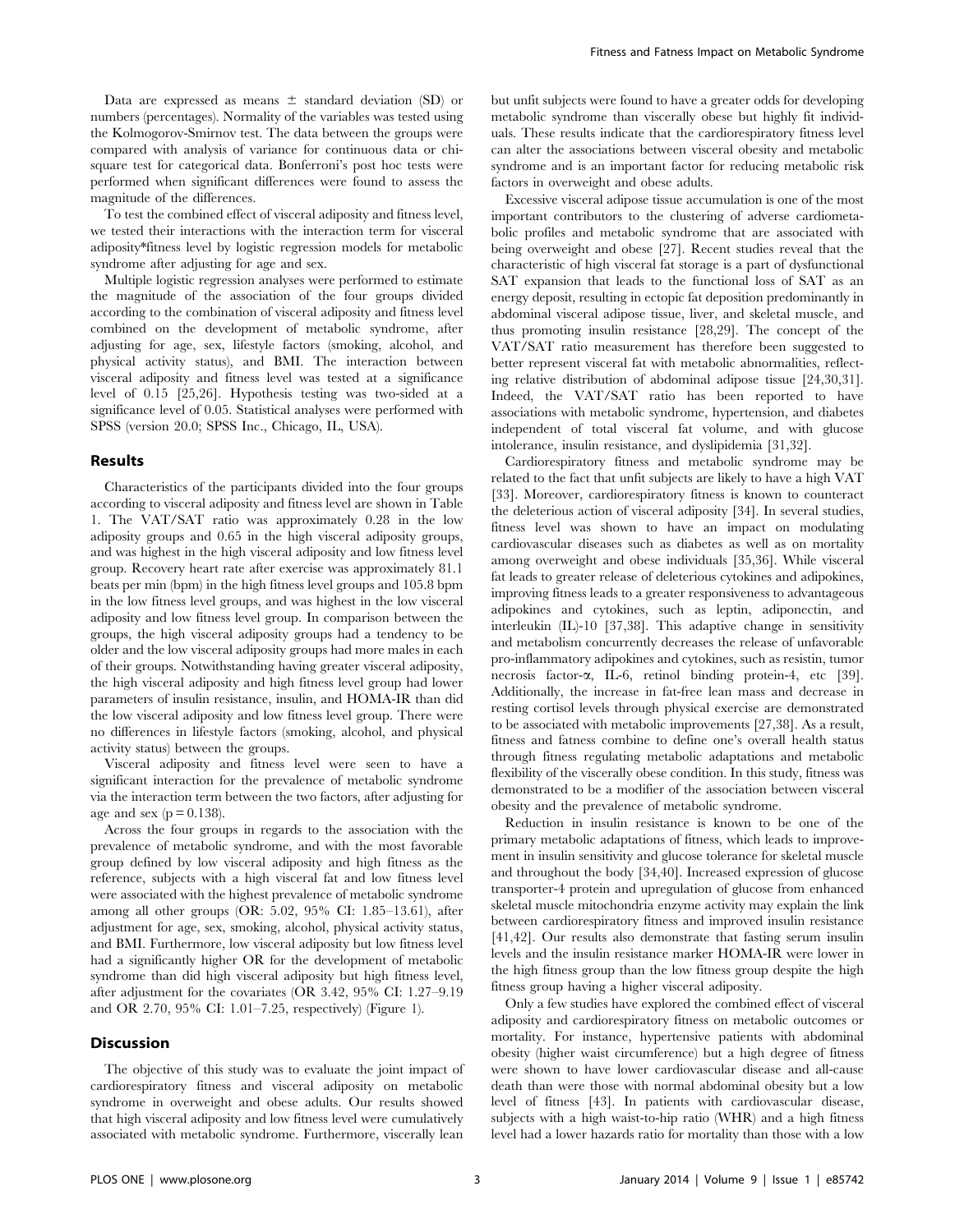Data are expressed as means ± standard deviation (SD) or numbers (percentages). Normality of the variables was tested using the Kolmogorov-Smirnov test. The data between the groups were compared with analysis of variance for continuous data or chi-square test for categorical data. Bonferroni's post hoc tests were performed when significant differences were found to assess the magnitude of the differences.

To test the combined effect of visceral adiposity and fitness level, we tested their interactions with the interaction term for visceral adiposity*fitness level by logistic regression models for metabolic syndrome after adjusting for age and sex.

Multiple logistic regression analyses were performed to estimate the magnitude of the association of the four groups divided according to the combination of visceral adiposity and fitness level combined on the development of metabolic syndrome, after adjusting for age, sex, lifestyle factors (smoking, alcohol, and physical activity status), and BMI. The interaction between visceral adiposity and fitness level was tested at a significance level of 0.15 [25,26]. Hypothesis testing was two-sided at a significance level of 0.05. Statistical analyses were performed with SPSS (version 20.0; SPSS Inc., Chicago, IL, USA).

## Results

Characteristics of the participants divided into the four groups according to visceral adiposity and fitness level are shown in Table 1. The VAT/SAT ratio was approximately 0.28 in the low adiposity groups and 0.65 in the high visceral adiposity groups, and was highest in the high visceral adiposity and low fitness level group. Recovery heart rate after exercise was approximately 81.1 beats per min (bpm) in the high fitness level groups and 105.8 bpm in the low fitness level groups, and was highest in the low visceral adiposity and low fitness level group. In comparison between the groups, the high visceral adiposity groups had a tendency to be older and the low visceral adiposity groups had more males in each of their groups. Notwithstanding having greater visceral adiposity, the high visceral adiposity and high fitness level group had lower parameters of insulin resistance, insulin, and HOMA-IR than did the low visceral adiposity and low fitness level group. There were no differences in lifestyle factors (smoking, alcohol, and physical activity status) between the groups.

Visceral adiposity and fitness level were seen to have a significant interaction for the prevalence of metabolic syndrome via the interaction term between the two factors, after adjusting for age and sex ($p = 0.138$).

Across the four groups in regards to the association with the prevalence of metabolic syndrome, and with the most favorable group defined by low visceral adiposity and high fitness as the reference, subjects with a high visceral fat and low fitness level were associated with the highest prevalence of metabolic syndrome among all other groups (OR: 5.02, 95% CI: 1.85–13.61), after adjustment for age, sex, smoking, alcohol, physical activity status, and BMI. Furthermore, low visceral adiposity but low fitness level had a significantly higher OR for the development of metabolic syndrome than did high visceral adiposity but high fitness level, after adjustment for the covariates (OR 3.42, 95% CI: 1.27–9.19 and OR 2.70, 95% CI: 1.01–7.25, respectively) (Figure 1).

## Discussion

The objective of this study was to evaluate the joint impact of cardiorespiratory fitness and visceral adiposity on metabolic syndrome in overweight and obese adults. Our results showed that high visceral adiposity and low fitness level were cumulatively associated with metabolic syndrome. Furthermore, viscerally lean but unfit subjects were found to have a greater odds for developing metabolic syndrome than viscerally obese but highly fit individuals. These results indicate that the cardiorespiratory fitness level can alter the associations between visceral obesity and metabolic syndrome and is an important factor for reducing metabolic risk factors in overweight and obese adults.

Excessive visceral adipose tissue accumulation is one of the most important contributors to the clustering of adverse cardiometabolic profiles and metabolic syndrome that are associated with being overweight and obese [27]. Recent studies reveal that the characteristic of high visceral fat storage is a part of dysfunctional SAT expansion that leads to the functional loss of SAT as an energy deposit, resulting in ectopic fat deposition predominantly in abdominal visceral adipose tissue, liver, and skeletal muscle, and thus promoting insulin resistance [28,29]. The concept of the VAT/SAT ratio measurement has therefore been suggested to better represent visceral fat with metabolic abnormalities, reflecting relative distribution of abdominal adipose tissue [24,30,31]. Indeed, the VAT/SAT ratio has been reported to have associations with metabolic syndrome, hypertension, and diabetes independent of total visceral fat volume, and with glucose intolerance, insulin resistance, and dyslipidemia [31,32].

Cardiorespiratory fitness and metabolic syndrome may be related to the fact that unfit subjects are likely to have a high VAT [33]. Moreover, cardiorespiratory fitness is known to counteract the deleterious action of visceral adiposity [34]. In several studies, fitness level was shown to have an impact on modulating cardiovascular diseases such as diabetes as well as on mortality among overweight and obese individuals [35,36]. While visceral fat leads to greater release of deleterious cytokines and adipokines, improving fitness leads to a greater responsiveness to advantageous adipokines and cytokines, such as leptin, adiponectin, and interleukin (IL)-10 [37,38]. This adaptive change in sensitivity and metabolism concurrently decreases the release of unfavorable pro-inflammatory adipokines and cytokines, such as resistin, tumor necrosis factor-α, IL-6, retinol binding protein-4, etc [39]. Additionally, the increase in fat-free lean mass and decrease in resting cortisol levels through physical exercise are demonstrated to be associated with metabolic improvements [27,38]. As a result, fitness and fatness combine to define one's overall health status through fitness regulating metabolic adaptations and metabolic flexibility of the viscerally obese condition. In this study, fitness was demonstrated to be a modifier of the association between visceral obesity and the prevalence of metabolic syndrome.

Reduction in insulin resistance is known to be one of the primary metabolic adaptations of fitness, which leads to improvement in insulin sensitivity and glucose tolerance for skeletal muscle and throughout the body [34,40]. Increased expression of glucose transporter-4 protein and upregulation of glucose from enhanced skeletal muscle mitochondria enzyme activity may explain the link between cardiorespiratory fitness and improved insulin resistance [41,42]. Our results also demonstrate that fasting serum insulin levels and the insulin resistance marker HOMA-IR were lower in the high fitness group than the low fitness group despite the high fitness group having a higher visceral adiposity.

Only a few studies have explored the combined effect of visceral adiposity and cardiorespiratory fitness on metabolic outcomes or mortality. For instance, hypertensive patients with abdominal obesity (higher waist circumference) but a high degree of fitness were shown to have lower cardiovascular disease and all-cause death than were those with normal abdominal obesity but a low level of fitness [43]. In patients with cardiovascular disease, subjects with a high waist-to-hip ratio (WHR) and a high fitness level had a lower hazards ratio for mortality than those with a low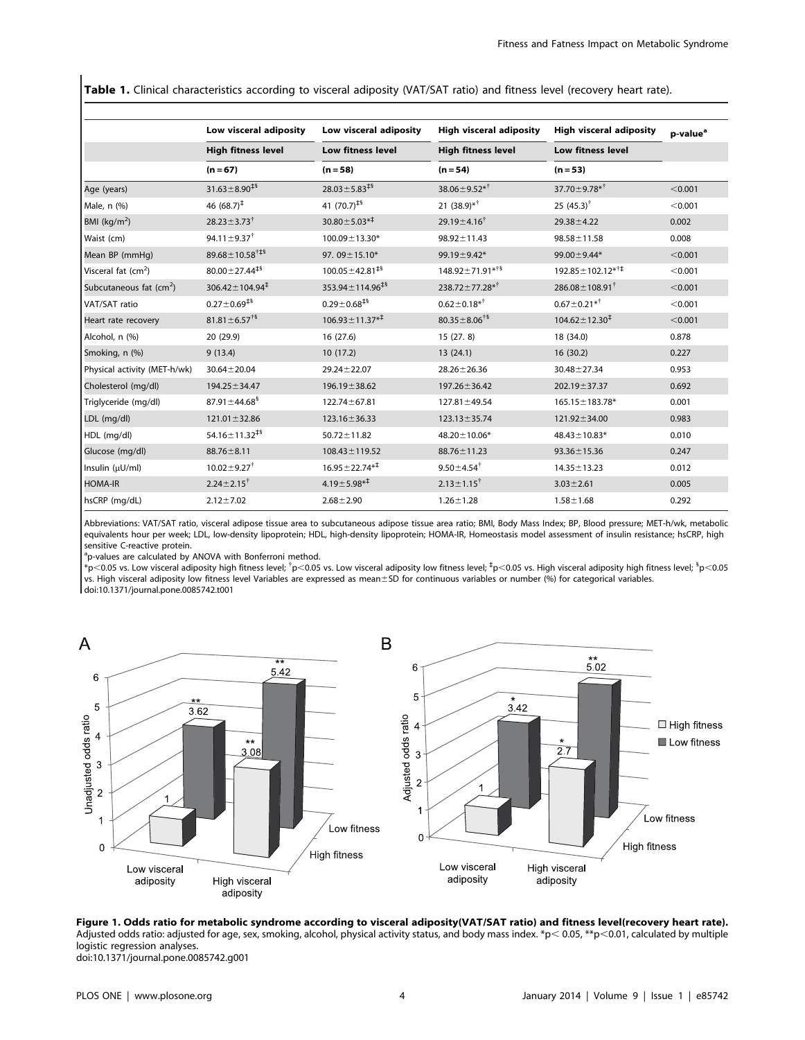**Table 1.** Clinical characteristics according to visceral adiposity (VAT/SAT ratio) and fitness level (recovery heart rate).

| | Low visceral adiposity | Low visceral adiposity | High visceral adiposity | High visceral adiposity | p-value[a] |
|---|---|---|---|---|---|
| | High fitness level | Low fitness level | High fitness level | Low fitness level | |
| | (n = 67) | (n = 58) | (n = 54) | (n = 53) | |
| Age (years) | 31.63±8.90[‡$] | 28.03±5.83[‡$] | 38.06±9.52*[†] | 37.70±9.78*[†] | <0.001 |
| Male, n (%) | 46 (68.7)[‡] | 41 (70.7)[‡$] | 21 (38.9)*[†] | 25 (45.3)[†] | <0.001 |
| BMI (kg/m$^2$) | 28.23±3.73[†] | 30.80±5.03*[‡] | 29.19±4.16[†] | 29.38±4.22 | 0.002 |
| Waist (cm) | 94.11±9.37[†] | 100.09±13.30* | 98.92±11.43 | 98.58±11.58 | 0.008 |
| Mean BP (mmHg) | 89.68±10.58[†‡$] | 97. 09±15.10* | 99.19±9.42* | 99.00±9.44* | <0.001 |
| Visceral fat (cm$^2$) | 80.00±27.44[‡$] | 100.05±42.81[‡$] | 148.92±71.91*[†$] | 192.85±102.12*[†‡] | <0.001 |
| Subcutaneous fat (cm$^2$) | 306.42±104.94[‡] | 353.94±114.96[‡$] | 238.72±77.28*[†] | 286.08±108.91[†] | <0.001 |
| VAT/SAT ratio | 0.27±0.69[‡$] | 0.29±0.68[‡$] | 0.62±0.18*[†] | 0.67±0.21*[†] | <0.001 |
| Heart rate recovery | 81.81±6.57[†$] | 106.93±11.37*[‡] | 80.35±8.06[†$] | 104.62±12.30[‡] | <0.001 |
| Alcohol, n (%) | 20 (29.9) | 16 (27.6) | 15 (27. 8) | 18 (34.0) | 0.878 |
| Smoking, n (%) | 9 (13.4) | 10 (17.2) | 13 (24.1) | 16 (30.2) | 0.227 |
| Physical activity (MET-h/wk) | 30.64±20.04 | 29.24±22.07 | 28.26±26.36 | 30.48±27.34 | 0.953 |
| Cholesterol (mg/dl) | 194.25±34.47 | 196.19±38.62 | 197.26±36.42 | 202.19±37.37 | 0.692 |
| Triglyceride (mg/dl) | 87.91±44.68[$] | 122.74±67.81 | 127.81±49.54 | 165.15±183.78* | 0.001 |
| LDL (mg/dl) | 121.01±32.86 | 123.16±36.33 | 123.13±35.74 | 121.92±34.00 | 0.983 |
| HDL (mg/dl) | 54.16±11.32[‡$] | 50.72±11.82 | 48.20±10.06* | 48.43±10.83* | 0.010 |
| Glucose (mg/dl) | 88.76±8.11 | 108.43±119.52 | 88.76±11.23 | 93.36±15.36 | 0.247 |
| Insulin (μU/ml) | 10.02±9.27[†] | 16.95±22.74*[‡] | 9.50±4.54[†] | 14.35±13.23 | 0.012 |
| HOMA-IR | 2.24±2.15[†] | 4.19±5.98*[‡] | 2.13±1.15[†] | 3.03±2.61 | 0.005 |
| hsCRP (mg/dL) | 2.12±7.02 | 2.68±2.90 | 1.26±1.28 | 1.58±1.68 | 0.292 |

Abbreviations: VAT/SAT ratio, visceral adipose tissue area to subcutaneous adipose tissue area ratio; BMI, Body Mass Index; BP, Blood pressure; MET-h/wk, metabolic equivalents hour per week; LDL, low-density lipoprotein; HDL, high-density lipoprotein; HOMA-IR, Homeostasis model assessment of insulin resistance; hsCRP, high sensitive C-reactive protein.

[a]p-values are calculated by ANOVA with Bonferroni method.

*$p<0.05$ vs. Low visceral adiposity high fitness level; †$p<0.05$ vs. Low visceral adiposity low fitness level; ‡$p<0.05$ vs. High visceral adiposity high fitness level; $ $p<0.05$ vs. High visceral adiposity low fitness level Variables are expressed as mean±SD for continuous variables or number (%) for categorical variables.

doi:10.1371/journal.pone.0085742.t001

**Figure 1. Odds ratio for metabolic syndrome according to visceral adiposity(VAT/SAT ratio) and fitness level(recovery heart rate).** Adjusted odds ratio: adjusted for age, sex, smoking, alcohol, physical activity status, and body mass index. *$p<0.05$, **$p<0.01$, calculated by multiple logistic regression analyses.

doi:10.1371/journal.pone.0085742.g001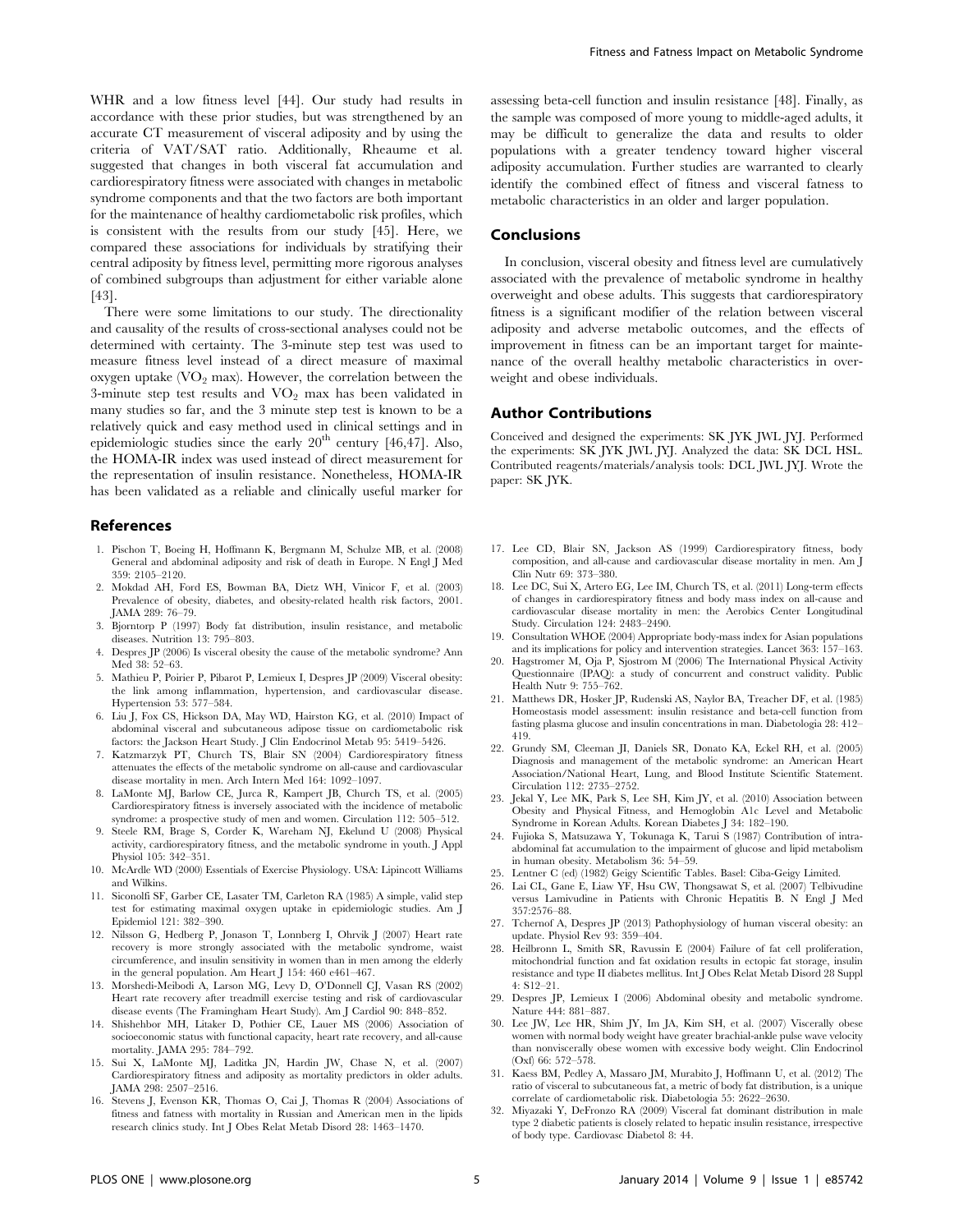WHR and a low fitness level [44]. Our study had results in accordance with these prior studies, but was strengthened by an accurate CT measurement of visceral adiposity and by using the criteria of VAT/SAT ratio. Additionally, Rheaume et al. suggested that changes in both visceral fat accumulation and cardiorespiratory fitness were associated with changes in metabolic syndrome components and that the two factors are both important for the maintenance of healthy cardiometabolic risk profiles, which is consistent with the results from our study [45]. Here, we compared these associations for individuals by stratifying their central adiposity by fitness level, permitting more rigorous analyses of combined subgroups than adjustment for either variable alone [43].

There were some limitations to our study. The directionality and causality of the results of cross-sectional analyses could not be determined with certainty. The 3-minute step test was used to measure fitness level instead of a direct measure of maximal oxygen uptake ($VO_2$ max). However, the correlation between the 3-minute step test results and $VO_2$ max has been validated in many studies so far, and the 3 minute step test is known to be a relatively quick and easy method used in clinical settings and in epidemiologic studies since the early $20^{th}$ century [46,47]. Also, the HOMA-IR index was used instead of direct measurement for the representation of insulin resistance. Nonetheless, HOMA-IR has been validated as a reliable and clinically useful marker for assessing beta-cell function and insulin resistance [48]. Finally, as the sample was composed of more young to middle-aged adults, it may be difficult to generalize the data and results to older populations with a greater tendency toward higher visceral adiposity accumulation. Further studies are warranted to clearly identify the combined effect of fitness and visceral fatness to metabolic characteristics in an older and larger population.

## Conclusions

In conclusion, visceral obesity and fitness level are cumulatively associated with the prevalence of metabolic syndrome in healthy overweight and obese adults. This suggests that cardiorespiratory fitness is a significant modifier of the relation between visceral adiposity and adverse metabolic outcomes, and the effects of improvement in fitness can be an important target for maintenance of the overall healthy metabolic characteristics in overweight and obese individuals.

## Author Contributions

Conceived and designed the experiments: SK JYK JWL JYJ. Performed the experiments: SK JYK JWL JYJ. Analyzed the data: SK DCL HSL. Contributed reagents/materials/analysis tools: DCL JWL JYJ. Wrote the paper: SK JYK.

## References

1. Pischon T, Boeing H, Hoffmann K, Bergmann M, Schulze MB, et al. (2008) General and abdominal adiposity and risk of death in Europe. N Engl J Med 359: 2105–2120.
2. Mokdad AH, Ford ES, Bowman BA, Dietz WH, Vinicor F, et al. (2003) Prevalence of obesity, diabetes, and obesity-related health risk factors, 2001. JAMA 289: 76–79.
3. Bjorntorp P (1997) Body fat distribution, insulin resistance, and metabolic diseases. Nutrition 13: 795–803.
4. Despres JP (2006) Is visceral obesity the cause of the metabolic syndrome? Ann Med 38: 52–63.
5. Mathieu P, Poirier P, Pibarot P, Lemieux I, Despres JP (2009) Visceral obesity: the link among inflammation, hypertension, and cardiovascular disease. Hypertension 53: 577–584.
6. Liu J, Fox CS, Hickson DA, May WD, Hairston KG, et al. (2010) Impact of abdominal visceral and subcutaneous adipose tissue on cardiometabolic risk factors: the Jackson Heart Study. J Clin Endocrinol Metab 95: 5419–5426.
7. Katzmarzyk PT, Church TS, Blair SN (2004) Cardiorespiratory fitness attenuates the effects of the metabolic syndrome on all-cause and cardiovascular disease mortality in men. Arch Intern Med 164: 1092–1097.
8. LaMonte MJ, Barlow CE, Jurca R, Kampert JB, Church TS, et al. (2005) Cardiorespiratory fitness is inversely associated with the incidence of metabolic syndrome: a prospective study of men and women. Circulation 112: 505–512.
9. Steele RM, Brage S, Corder K, Wareham NJ, Ekelund U (2008) Physical activity, cardiorespiratory fitness, and the metabolic syndrome in youth. J Appl Physiol 105: 342–351.
10. McArdle WD (2000) Essentials of Exercise Physiology. USA: Lipincott Williams and Wilkins.
11. Siconolfi SF, Garber CE, Lasater TM, Carleton RA (1985) A simple, valid step test for estimating maximal oxygen uptake in epidemiologic studies. Am J Epidemiol 121: 382–390.
12. Nilsson G, Hedberg P, Jonason T, Lonnberg I, Ohrvik J (2007) Heart rate recovery is more strongly associated with the metabolic syndrome, waist circumference, and insulin sensitivity in women than in men among the elderly in the general population. Am Heart J 154: 460 e461–467.
13. Morshedi-Meibodi A, Larson MG, Levy D, O'Donnell CJ, Vasan RS (2002) Heart rate recovery after treadmill exercise testing and risk of cardiovascular disease events (The Framingham Heart Study). Am J Cardiol 90: 848–852.
14. Shishehbor MH, Litaker D, Pothier CE, Lauer MS (2006) Association of socioeconomic status with functional capacity, heart rate recovery, and all-cause mortality. JAMA 295: 784–792.
15. Sui X, LaMonte MJ, Laditka JN, Hardin JW, Chase N, et al. (2007) Cardiorespiratory fitness and adiposity as mortality predictors in older adults. JAMA 298: 2507–2516.
16. Stevens J, Evenson KR, Thomas O, Cai J, Thomas R (2004) Associations of fitness and fatness with mortality in Russian and American men in the lipids research clinics study. Int J Obes Relat Metab Disord 28: 1463–1470.
17. Lee CD, Blair SN, Jackson AS (1999) Cardiorespiratory fitness, body composition, and all-cause and cardiovascular disease mortality in men. Am J Clin Nutr 69: 373–380.
18. Lee DC, Sui X, Artero EG, Lee IM, Church TS, et al. (2011) Long-term effects of changes in cardiorespiratory fitness and body mass index on all-cause and cardiovascular disease mortality in men: the Aerobics Center Longitudinal Study. Circulation 124: 2483–2490.
19. Consultation WHOE (2004) Appropriate body-mass index for Asian populations and its implications for policy and intervention strategies. Lancet 363: 157–163.
20. Hagstromer M, Oja P, Sjostrom M (2006) The International Physical Activity Questionnaire (IPAQ): a study of concurrent and construct validity. Public Health Nutr 9: 755–762.
21. Matthews DR, Hosker JP, Rudenski AS, Naylor BA, Treacher DF, et al. (1985) Homeostasis model assessment: insulin resistance and beta-cell function from fasting plasma glucose and insulin concentrations in man. Diabetologia 28: 412–419.
22. Grundy SM, Cleeman JI, Daniels SR, Donato KA, Eckel RH, et al. (2005) Diagnosis and management of the metabolic syndrome: an American Heart Association/National Heart, Lung, and Blood Institute Scientific Statement. Circulation 112: 2735–2752.
23. Jekal Y, Lee MK, Park S, Lee SH, Kim JY, et al. (2010) Association between Obesity and Physical Fitness, and Hemoglobin A1c Level and Metabolic Syndrome in Korean Adults. Korean Diabetes J 34: 182–190.
24. Fujioka S, Matsuzawa Y, Tokunaga K, Tarui S (1987) Contribution of intra-abdominal fat accumulation to the impairment of glucose and lipid metabolism in human obesity. Metabolism 36: 54–59.
25. Lentner C (ed) (1982) Geigy Scientific Tables. Basel: Ciba-Geigy Limited.
26. Lai CL, Gane E, Liaw YF, Hsu CW, Thongsawat S, et al. (2007) Telbivudine versus Lamivudine in Patients with Chronic Hepatitis B. N Engl J Med 357:2576–88.
27. Tchernof A, Despres JP (2013) Pathophysiology of human visceral obesity: an update. Physiol Rev 93: 359–404.
28. Heilbronn L, Smith SR, Ravussin E (2004) Failure of fat cell proliferation, mitochondrial function and fat oxidation results in ectopic fat storage, insulin resistance and type II diabetes mellitus. Int J Obes Relat Metab Disord 28 Suppl 4: S12–21.
29. Despres JP, Lemieux I (2006) Abdominal obesity and metabolic syndrome. Nature 444: 881–887.
30. Lee JW, Lee HR, Shim JY, Im JA, Kim SH, et al. (2007) Viscerally obese women with normal body weight have greater brachial-ankle pulse wave velocity than nonviscerally obese women with excessive body weight. Clin Endocrinol (Oxf) 66: 572–578.
31. Kaess BM, Pedley A, Massaro JM, Murabito J, Hoffmann U, et al. (2012) The ratio of visceral to subcutaneous fat, a metric of body fat distribution, is a unique correlate of cardiometabolic risk. Diabetologia 55: 2622–2630.
32. Miyazaki Y, DeFronzo RA (2009) Visceral fat dominant distribution in male type 2 diabetic patients is closely related to hepatic insulin resistance, irrespective of body type. Cardiovasc Diabetol 8: 44.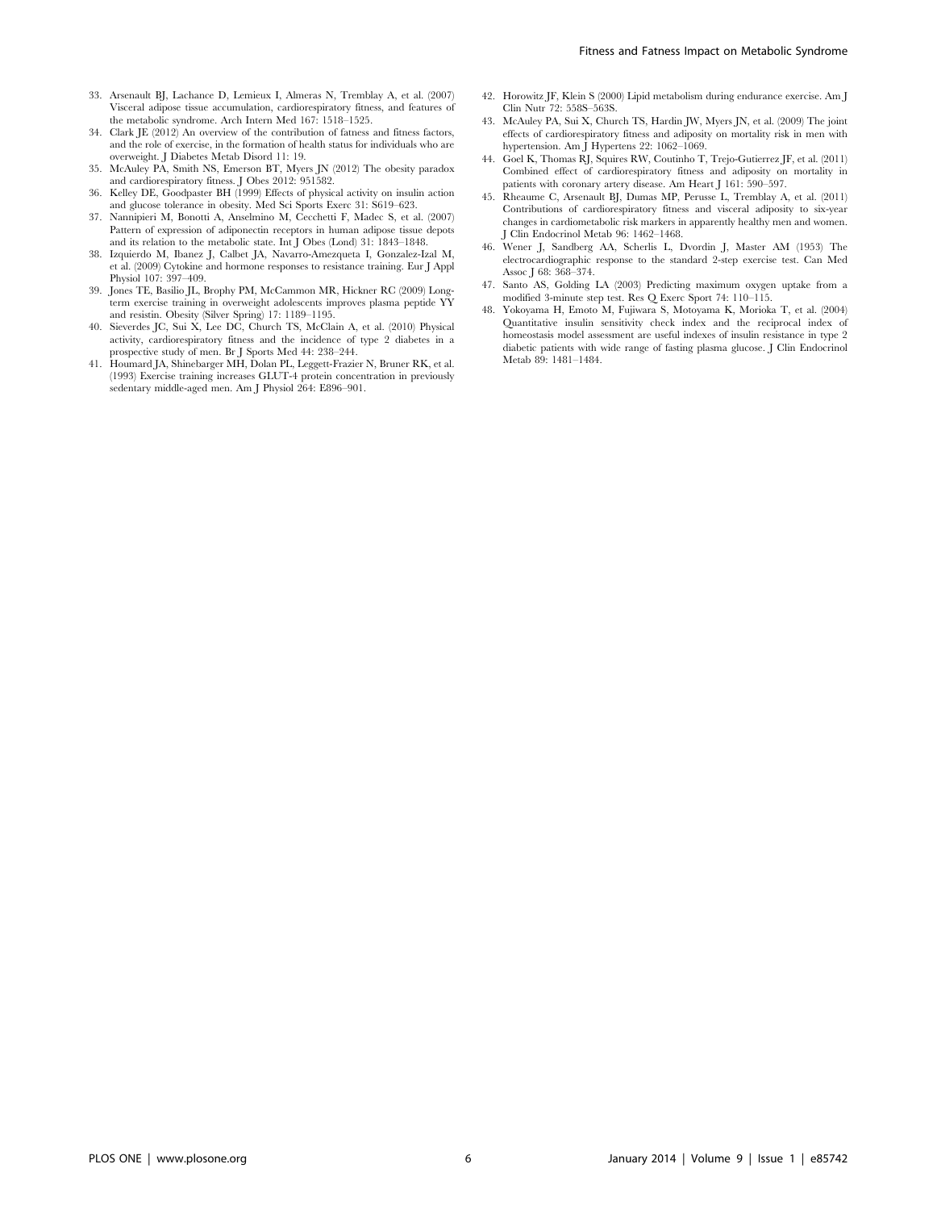33. Arsenault BJ, Lachance D, Lemieux I, Almeras N, Tremblay A, et al. (2007) Visceral adipose tissue accumulation, cardiorespiratory fitness, and features of the metabolic syndrome. Arch Intern Med 167: 1518–1525.
34. Clark JE (2012) An overview of the contribution of fatness and fitness factors, and the role of exercise, in the formation of health status for individuals who are overweight. J Diabetes Metab Disord 11: 19.
35. McAuley PA, Smith NS, Emerson BT, Myers JN (2012) The obesity paradox and cardiorespiratory fitness. J Obes 2012: 951582.
36. Kelley DE, Goodpaster BH (1999) Effects of physical activity on insulin action and glucose tolerance in obesity. Med Sci Sports Exerc 31: S619–623.
37. Nannipieri M, Bonotti A, Anselmino M, Cecchetti F, Madec S, et al. (2007) Pattern of expression of adiponectin receptors in human adipose tissue depots and its relation to the metabolic state. Int J Obes (Lond) 31: 1843–1848.
38. Izquierdo M, Ibanez J, Calbet JA, Navarro-Amezqueta I, Gonzalez-Izal M, et al. (2009) Cytokine and hormone responses to resistance training. Eur J Appl Physiol 107: 397–409.
39. Jones TE, Basilio JL, Brophy PM, McCammon MR, Hickner RC (2009) Long-term exercise training in overweight adolescents improves plasma peptide YY and resistin. Obesity (Silver Spring) 17: 1189–1195.
40. Sieverdes JC, Sui X, Lee DC, Church TS, McClain A, et al. (2010) Physical activity, cardiorespiratory fitness and the incidence of type 2 diabetes in a prospective study of men. Br J Sports Med 44: 238–244.
41. Houmard JA, Shinebarger MH, Dolan PL, Leggett-Frazier N, Bruner RK, et al. (1993) Exercise training increases GLUT-4 protein concentration in previously sedentary middle-aged men. Am J Physiol 264: E896–901.
42. Horowitz JF, Klein S (2000) Lipid metabolism during endurance exercise. Am J Clin Nutr 72: 558S–563S.
43. McAuley PA, Sui X, Church TS, Hardin JW, Myers JN, et al. (2009) The joint effects of cardiorespiratory fitness and adiposity on mortality risk in men with hypertension. Am J Hypertens 22: 1062–1069.
44. Goel K, Thomas RJ, Squires RW, Coutinho T, Trejo-Gutierrez JF, et al. (2011) Combined effect of cardiorespiratory fitness and adiposity on mortality in patients with coronary artery disease. Am Heart J 161: 590–597.
45. Rheaume C, Arsenault BJ, Dumas MP, Perusse L, Tremblay A, et al. (2011) Contributions of cardiorespiratory fitness and visceral adiposity to six-year changes in cardiometabolic risk markers in apparently healthy men and women. J Clin Endocrinol Metab 96: 1462–1468.
46. Wener J, Sandberg AA, Scherlis L, Dvordin J, Master AM (1953) The electrocardiographic response to the standard 2-step exercise test. Can Med Assoc J 68: 368–374.
47. Santo AS, Golding LA (2003) Predicting maximum oxygen uptake from a modified 3-minute step test. Res Q Exerc Sport 74: 110–115.
48. Yokoyama H, Emoto M, Fujiwara S, Motoyama K, Morioka T, et al. (2004) Quantitative insulin sensitivity check index and the reciprocal index of homeostasis model assessment are useful indexes of insulin resistance in type 2 diabetic patients with wide range of fasting plasma glucose. J Clin Endocrinol Metab 89: 1481–1484.